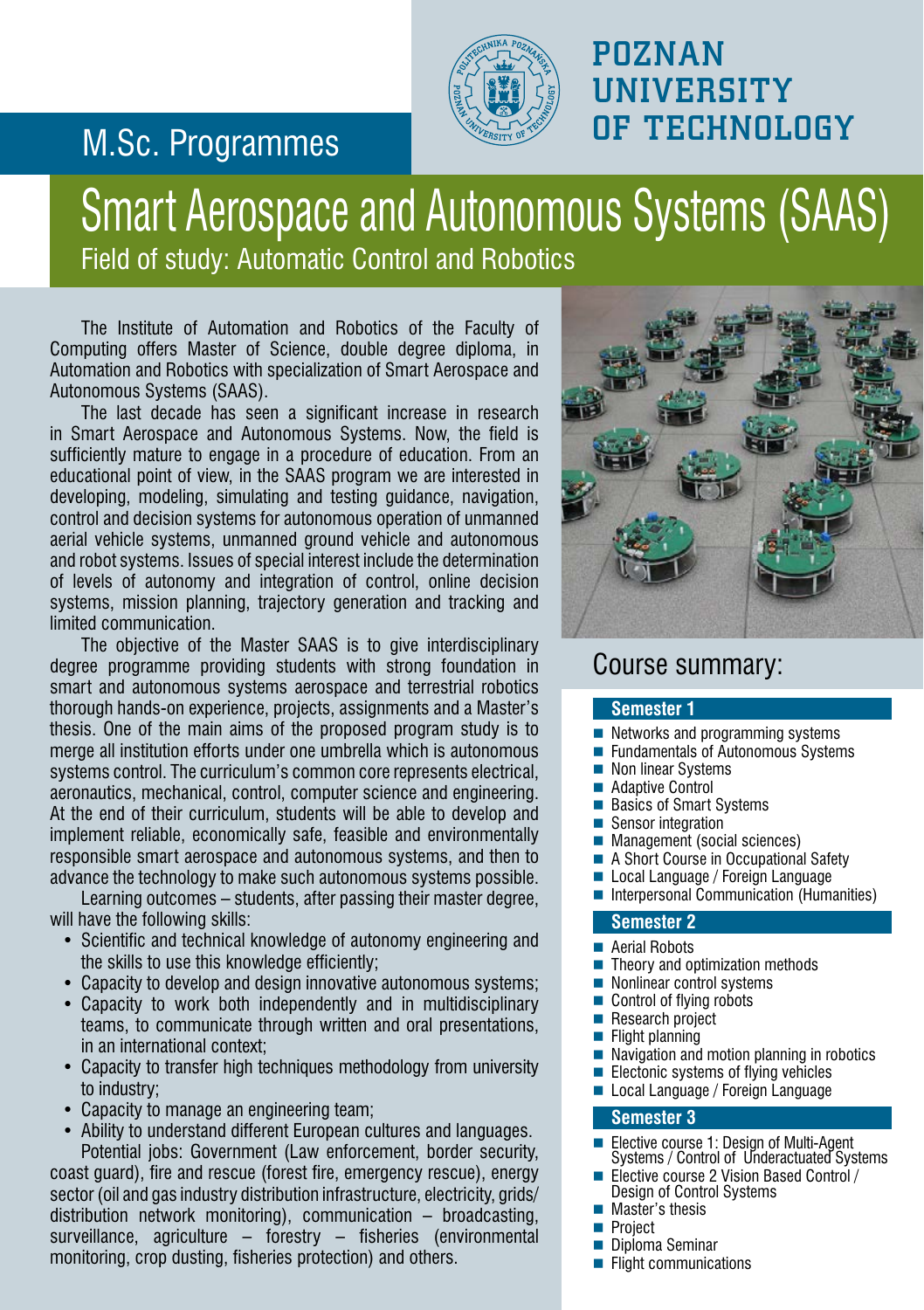# POZNAN UNIVERSITY OF TECHNOLOGY

## M.Sc. Programmes

# Smart Aerospace and Autonomous Systems (SAAS)

## Field of study: Automatic Control and Robotics

The Institute of Automation and Robotics of the Faculty of Computing offers Master of Science, double degree diploma, in Automation and Robotics with specialization of Smart Aerospace and Autonomous Systems (SAAS).

The last decade has seen a significant increase in research in Smart Aerospace and Autonomous Systems. Now, the field is sufficiently mature to engage in a procedure of education. From an educational point of view, in the SAAS program we are interested in developing, modeling, simulating and testing guidance, navigation, control and decision systems for autonomous operation of unmanned aerial vehicle systems, unmanned ground vehicle and autonomous and robot systems. Issues of special interest include the determination of levels of autonomy and integration of control, online decision systems, mission planning, trajectory generation and tracking and limited communication.

The objective of the Master SAAS is to give interdisciplinary degree programme providing students with strong foundation in smart and autonomous systems aerospace and terrestrial robotics thorough hands-on experience, projects, assignments and a Master's thesis. One of the main aims of the proposed program study is to merge all institution efforts under one umbrella which is autonomous systems control. The curriculum's common core represents electrical, aeronautics, mechanical, control, computer science and engineering. At the end of their curriculum, students will be able to develop and implement reliable, economically safe, feasible and environmentally responsible smart aerospace and autonomous systems, and then to advance the technology to make such autonomous systems possible.

Learning outcomes – students, after passing their master degree, will have the following skills:

- Scientific and technical knowledge of autonomy engineering and the skills to use this knowledge efficiently;
- Capacity to develop and design innovative autonomous systems;
- Capacity to work both independently and in multidisciplinary teams, to communicate through written and oral presentations, in an international context;
- Capacity to transfer high techniques methodology from university to industry;
- Capacity to manage an engineering team;
- Ability to understand different European cultures and languages.

Potential jobs: Government (Law enforcement, border security, coast guard), fire and rescue (forest fire, emergency rescue), energy sector (oil and gas industry distribution infrastructure, electricity, grids/ distribution network monitoring), communication – broadcasting, surveillance, agriculture – forestry – fisheries (environmental monitoring, crop dusting, fisheries protection) and others.

## Course summary:

### Semester 1

- Networks and programming systems
- Fundamentals of Autonomous Systems
- Non linear Systems
- Adaptive Control
- Basics of Smart Systems
- Sensor integration
- Management (social sciences)
- A Short Course in Occupational Safety
- Local Language / Foreign Language
- Interpersonal Communication (Humanities)

### Semester 2

- Aerial Robots
- Theory and optimization methods
- Nonlinear control systems
- Control of flying robots
- Research project
- Flight planning
- Navigation and motion planning in robotics
- Electonic systems of flying vehicles
- Local Language / Foreign Language

### Semester 3

- Elective course 1: Design of Multi-Agent Systems / Control of Underactuated Systems
- Elective course 2 Vision Based Control / Design of Control Systems
- Master's thesis
- Project
- Diploma Seminar
- Flight communications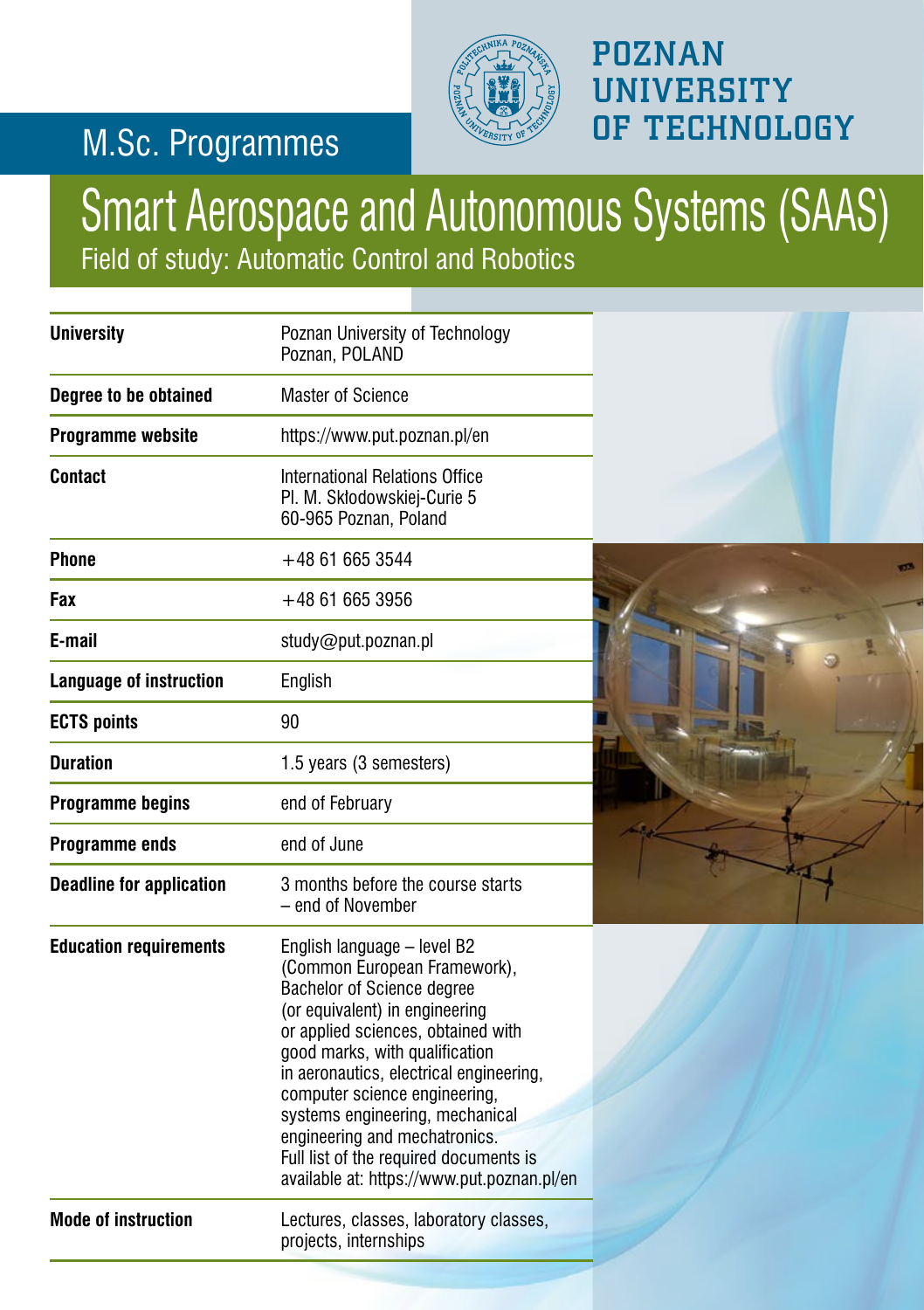M.Sc. Programmes

# POZNAN UNIVERSITY OF TECHNOLOGY

# Smart Aerospace and Autonomous Systems (SAAS)

## Field of study: Automatic Control and Robotics

| | |
|---|---|
| **University** | Poznan University of Technology<br>Poznan, POLAND |
| **Degree to be obtained** | Master of Science |
| **Programme website** | https://www.put.poznan.pl/en |
| **Contact** | International Relations Office<br>Pl. M. Skłodowskiej-Curie 5<br>60-965 Poznan, Poland |
| **Phone** | +48 61 665 3544 |
| **Fax** | +48 61 665 3956 |
| **E-mail** | study@put.poznan.pl |
| **Language of instruction** | English |
| **ECTS points** | 90 |
| **Duration** | 1.5 years (3 semesters) |
| **Programme begins** | end of February |
| **Programme ends** | end of June |
| **Deadline for application** | 3 months before the course starts – end of November |
| **Education requirements** | English language – level B2 (Common European Framework), Bachelor of Science degree (or equivalent) in engineering or applied sciences, obtained with good marks, with qualification in aeronautics, electrical engineering, computer science engineering, systems engineering, mechanical engineering and mechatronics.<br>Full list of the required documents is available at: https://www.put.poznan.pl/en |
| **Mode of instruction** | Lectures, classes, laboratory classes, projects, internships |